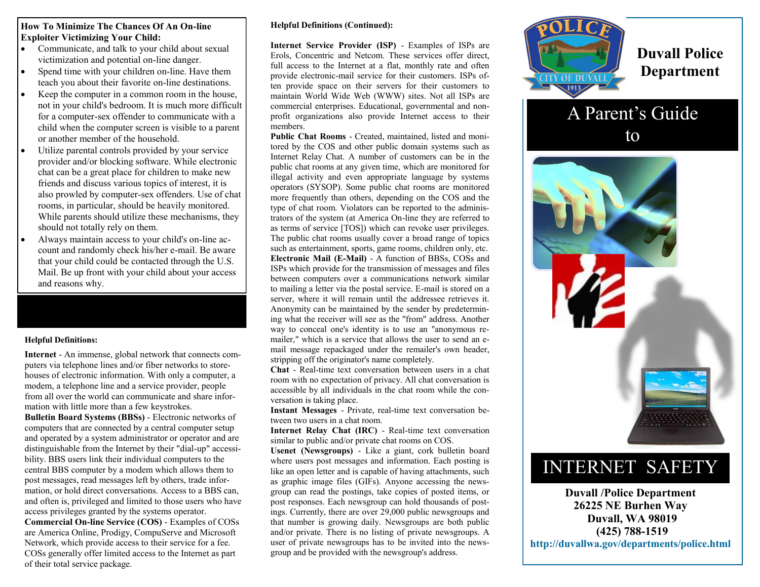**How To Minimize The Chances Of An On-line Exploiter Victimizing Your Child:**

- Communicate, and talk to your child about sexual victimization and potential on-line danger.
- Spend time with your children on-line. Have them teach you about their favorite on-line destinations.
- Keep the computer in a common room in the house, not in your child's bedroom. It is much more difficult for a computer-sex offender to communicate with a child when the computer screen is visible to a parent or another member of the household.
- Utilize parental controls provided by your service provider and/or blocking software. While electronic chat can be a great place for children to make new friends and discuss various topics of interest, it is also prowled by computer-sex offenders. Use of chat rooms, in particular, should be heavily monitored. While parents should utilize these mechanisms, they should not totally rely on them.
- Always maintain access to your child's on-line account and randomly check his/her e-mail. Be aware that your child could be contacted through the U.S. Mail. Be up front with your child about your access and reasons why.

**Helpful Definitions:**

**Internet** - An immense, global network that connects computers via telephone lines and/or fiber networks to storehouses of electronic information. With only a computer, a modem, a telephone line and a service provider, people from all over the world can communicate and share information with little more than a few keystrokes.

**Bulletin Board Systems (BBSs)** - Electronic networks of computers that are connected by a central computer setup and operated by a system administrator or operator and are distinguishable from the Internet by their "dial-up" accessibility. BBS users link their individual computers to the central BBS computer by a modem which allows them to post messages, read messages left by others, trade information, or hold direct conversations. Access to a BBS can, and often is, privileged and limited to those users who have access privileges granted by the systems operator.

**Commercial On-line Service (COS)** - Examples of COSs are America Online, Prodigy, CompuServe and Microsoft Network, which provide access to their service for a fee. COSs generally offer limited access to the Internet as part of their total service package.

**Helpful Definitions (Continued):**

**Internet Service Provider (ISP)** - Examples of ISPs are Erols, Concentric and Netcom. These services offer direct, full access to the Internet at a flat, monthly rate and often provide electronic-mail service for their customers. ISPs often provide space on their servers for their customers to maintain World Wide Web (WWW) sites. Not all ISPs are commercial enterprises. Educational, governmental and non-profit organizations also provide Internet access to their members.

**Public Chat Rooms** - Created, maintained, listed and monitored by the COS and other public domain systems such as Internet Relay Chat. A number of customers can be in the public chat rooms at any given time, which are monitored for illegal activity and even appropriate language by systems operators (SYSOP). Some public chat rooms are monitored more frequently than others, depending on the COS and the type of chat room. Violators can be reported to the administrators of the system (at America On-line they are referred to as terms of service [TOS]) which can revoke user privileges. The public chat rooms usually cover a broad range of topics such as entertainment, sports, game rooms, children only, etc.

**Electronic Mail (E-Mail)** - A function of BBSs, COSs and ISPs which provide for the transmission of messages and files between computers over a communications network similar to mailing a letter via the postal service. E-mail is stored on a server, where it will remain until the addressee retrieves it. Anonymity can be maintained by the sender by predetermining what the receiver will see as the "from" address. Another way to conceal one's identity is to use an "anonymous remailer," which is a service that allows the user to send an e-mail message repackaged under the remailer's own header, stripping off the originator's name completely.

**Chat** - Real-time text conversation between users in a chat room with no expectation of privacy. All chat conversation is accessible by all individuals in the chat room while the conversation is taking place.

**Instant Messages** - Private, real-time text conversation between two users in a chat room.

**Internet Relay Chat (IRC)** - Real-time text conversation similar to public and/or private chat rooms on COS.

**Usenet (Newsgroups)** - Like a giant, cork bulletin board where users post messages and information. Each posting is like an open letter and is capable of having attachments, such as graphic image files (GIFs). Anyone accessing the newsgroup can read the postings, take copies of posted items, or post responses. Each newsgroup can hold thousands of postings. Currently, there are over 29,000 public newsgroups and that number is growing daily. Newsgroups are both public and/or private. There is no listing of private newsgroups. A user of private newsgroups has to be invited into the newsgroup and be provided with the newsgroup's address.

# Duvall Police Department

## A Parent's Guide to

## INTERNET SAFETY

**Duvall /Police Department**
**26225 NE Burhen Way**
**Duvall, WA 98019**
**(425) 788-1519**
**http://duvallwa.gov/departments/police.html**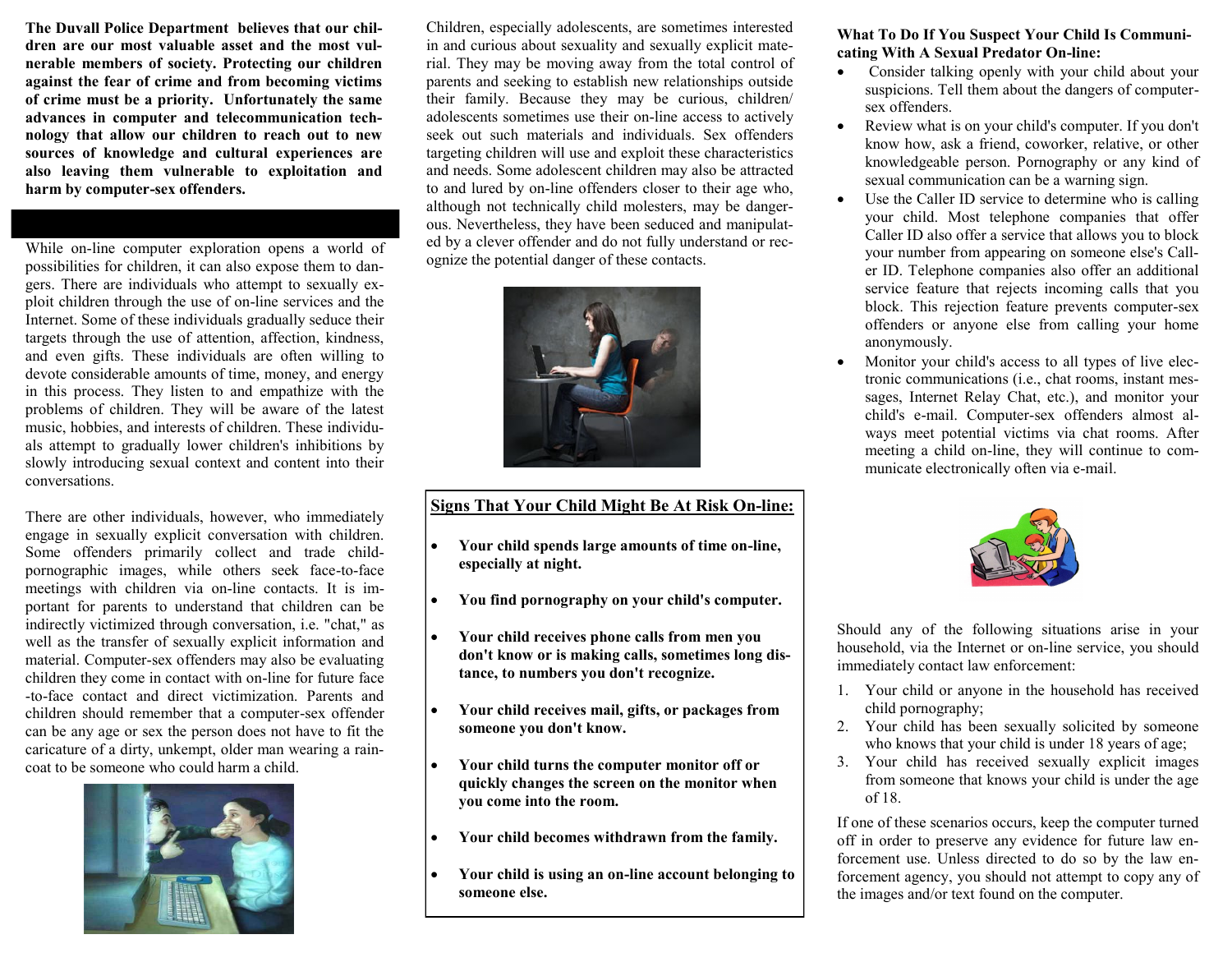**The Duvall Police Department believes that our children are our most valuable asset and the most vulnerable members of society. Protecting our children against the fear of crime and from becoming victims of crime must be a priority. Unfortunately the same advances in computer and telecommunication technology that allow our children to reach out to new sources of knowledge and cultural experiences are also leaving them vulnerable to exploitation and harm by computer-sex offenders.**

While on-line computer exploration opens a world of possibilities for children, it can also expose them to dangers. There are individuals who attempt to sexually exploit children through the use of on-line services and the Internet. Some of these individuals gradually seduce their targets through the use of attention, affection, kindness, and even gifts. These individuals are often willing to devote considerable amounts of time, money, and energy in this process. They listen to and empathize with the problems of children. They will be aware of the latest music, hobbies, and interests of children. These individuals attempt to gradually lower children's inhibitions by slowly introducing sexual context and content into their conversations.

There are other individuals, however, who immediately engage in sexually explicit conversation with children. Some offenders primarily collect and trade child-pornographic images, while others seek face-to-face meetings with children via on-line contacts. It is important for parents to understand that children can be indirectly victimized through conversation, i.e. "chat," as well as the transfer of sexually explicit information and material. Computer-sex offenders may also be evaluating children they come in contact with on-line for future face-to-face contact and direct victimization. Parents and children should remember that a computer-sex offender can be any age or sex the person does not have to fit the caricature of a dirty, unkempt, older man wearing a raincoat to be someone who could harm a child.

Children, especially adolescents, are sometimes interested in and curious about sexuality and sexually explicit material. They may be moving away from the total control of parents and seeking to establish new relationships outside their family. Because they may be curious, children/adolescents sometimes use their on-line access to actively seek out such materials and individuals. Sex offenders targeting children will use and exploit these characteristics and needs. Some adolescent children may also be attracted to and lured by on-line offenders closer to their age who, although not technically child molesters, may be dangerous. Nevertheless, they have been seduced and manipulated by a clever offender and do not fully understand or recognize the potential danger of these contacts.

## Signs That Your Child Might Be At Risk On-line:

- **Your child spends large amounts of time on-line, especially at night.**
- **You find pornography on your child's computer.**
- **Your child receives phone calls from men you don't know or is making calls, sometimes long distance, to numbers you don't recognize.**
- **Your child receives mail, gifts, or packages from someone you don't know.**
- **Your child turns the computer monitor off or quickly changes the screen on the monitor when you come into the room.**
- **Your child becomes withdrawn from the family.**
- **Your child is using an on-line account belonging to someone else.**

### What To Do If You Suspect Your Child Is Communicating With A Sexual Predator On-line:

- Consider talking openly with your child about your suspicions. Tell them about the dangers of computer-sex offenders.
- Review what is on your child's computer. If you don't know how, ask a friend, coworker, relative, or other knowledgeable person. Pornography or any kind of sexual communication can be a warning sign.
- Use the Caller ID service to determine who is calling your child. Most telephone companies that offer Caller ID also offer a service that allows you to block your number from appearing on someone else's Caller ID. Telephone companies also offer an additional service feature that rejects incoming calls that you block. This rejection feature prevents computer-sex offenders or anyone else from calling your home anonymously.
- Monitor your child's access to all types of live electronic communications (i.e., chat rooms, instant messages, Internet Relay Chat, etc.), and monitor your child's e-mail. Computer-sex offenders almost always meet potential victims via chat rooms. After meeting a child on-line, they will continue to communicate electronically often via e-mail.

Should any of the following situations arise in your household, via the Internet or on-line service, you should immediately contact law enforcement:

1. Your child or anyone in the household has received child pornography;
2. Your child has been sexually solicited by someone who knows that your child is under 18 years of age;
3. Your child has received sexually explicit images from someone that knows your child is under the age of 18.

If one of these scenarios occurs, keep the computer turned off in order to preserve any evidence for future law enforcement use. Unless directed to do so by the law enforcement agency, you should not attempt to copy any of the images and/or text found on the computer.